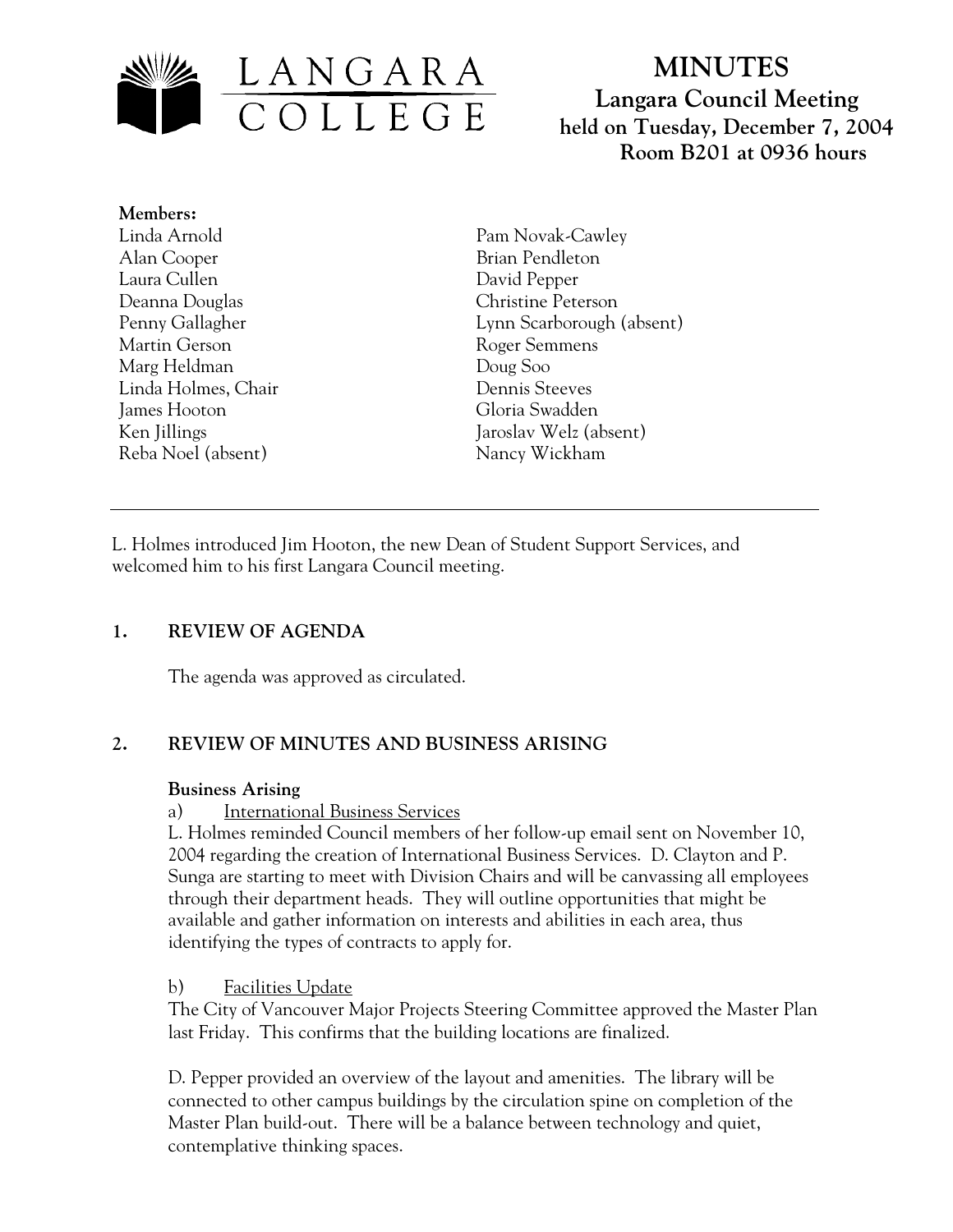LANGARA COLLEGE

# MINUTES

**Langara Council Meeting**
**held on Tuesday, December 7, 2004**
**Room B201 at 0936 hours**

**Members:**

Linda Arnold
Alan Cooper
Laura Cullen
Deanna Douglas
Penny Gallagher
Martin Gerson
Marg Heldman
Linda Holmes, Chair
James Hooton
Ken Jillings
Reba Noel (absent)
Pam Novak-Cawley
Brian Pendleton
David Pepper
Christine Peterson
Lynn Scarborough (absent)
Roger Semmens
Doug Soo
Dennis Steeves
Gloria Swadden
Jaroslav Welz (absent)
Nancy Wickham

---

L. Holmes introduced Jim Hooton, the new Dean of Student Support Services, and welcomed him to his first Langara Council meeting.

## 1. REVIEW OF AGENDA

The agenda was approved as circulated.

## 2. REVIEW OF MINUTES AND BUSINESS ARISING

**Business Arising**

a) International Business Services

L. Holmes reminded Council members of her follow-up email sent on November 10, 2004 regarding the creation of International Business Services. D. Clayton and P. Sunga are starting to meet with Division Chairs and will be canvassing all employees through their department heads. They will outline opportunities that might be available and gather information on interests and abilities in each area, thus identifying the types of contracts to apply for.

b) Facilities Update

The City of Vancouver Major Projects Steering Committee approved the Master Plan last Friday. This confirms that the building locations are finalized.

D. Pepper provided an overview of the layout and amenities. The library will be connected to other campus buildings by the circulation spine on completion of the Master Plan build-out. There will be a balance between technology and quiet, contemplative thinking spaces.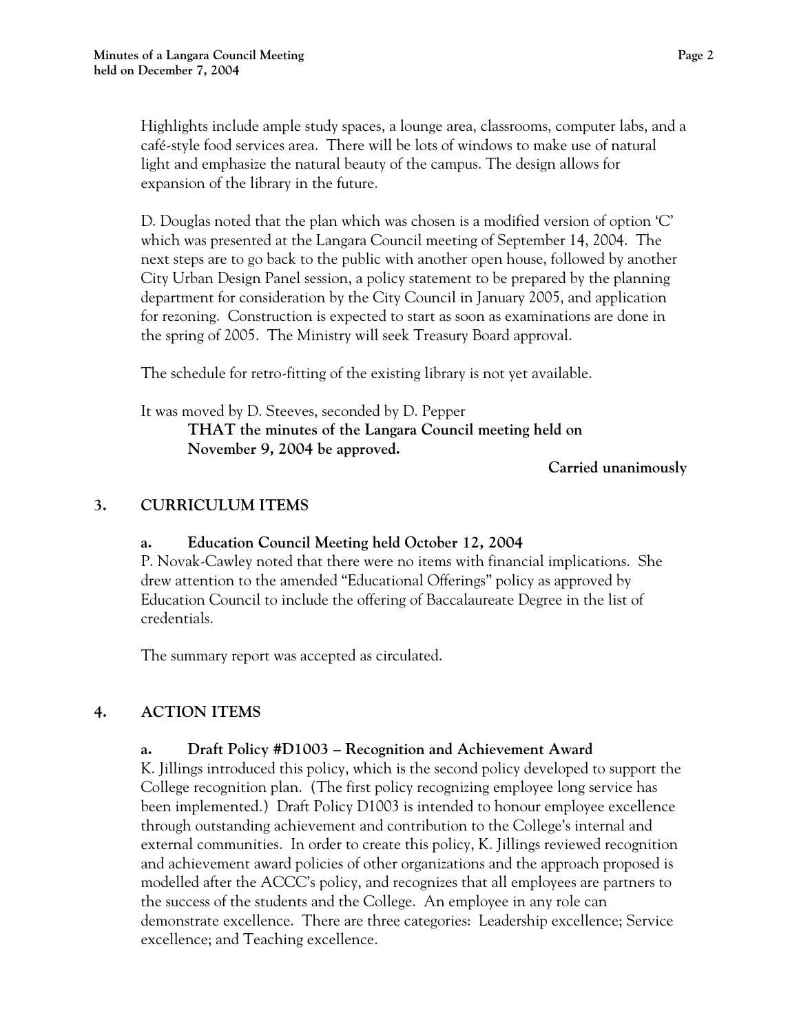Highlights include ample study spaces, a lounge area, classrooms, computer labs, and a café-style food services area. There will be lots of windows to make use of natural light and emphasize the natural beauty of the campus. The design allows for expansion of the library in the future.

D. Douglas noted that the plan which was chosen is a modified version of option 'C' which was presented at the Langara Council meeting of September 14, 2004. The next steps are to go back to the public with another open house, followed by another City Urban Design Panel session, a policy statement to be prepared by the planning department for consideration by the City Council in January 2005, and application for rezoning. Construction is expected to start as soon as examinations are done in the spring of 2005. The Ministry will seek Treasury Board approval.

The schedule for retro-fitting of the existing library is not yet available.

It was moved by D. Steeves, seconded by D. Pepper

> **THAT the minutes of the Langara Council meeting held on November 9, 2004 be approved.**

**Carried unanimously**

## 3. CURRICULUM ITEMS

### a. Education Council Meeting held October 12, 2004

P. Novak-Cawley noted that there were no items with financial implications. She drew attention to the amended "Educational Offerings" policy as approved by Education Council to include the offering of Baccalaureate Degree in the list of credentials.

The summary report was accepted as circulated.

## 4. ACTION ITEMS

### a. Draft Policy #D1003 – Recognition and Achievement Award

K. Jillings introduced this policy, which is the second policy developed to support the College recognition plan. (The first policy recognizing employee long service has been implemented.) Draft Policy D1003 is intended to honour employee excellence through outstanding achievement and contribution to the College's internal and external communities. In order to create this policy, K. Jillings reviewed recognition and achievement award policies of other organizations and the approach proposed is modelled after the ACCC's policy, and recognizes that all employees are partners to the success of the students and the College. An employee in any role can demonstrate excellence. There are three categories: Leadership excellence; Service excellence; and Teaching excellence.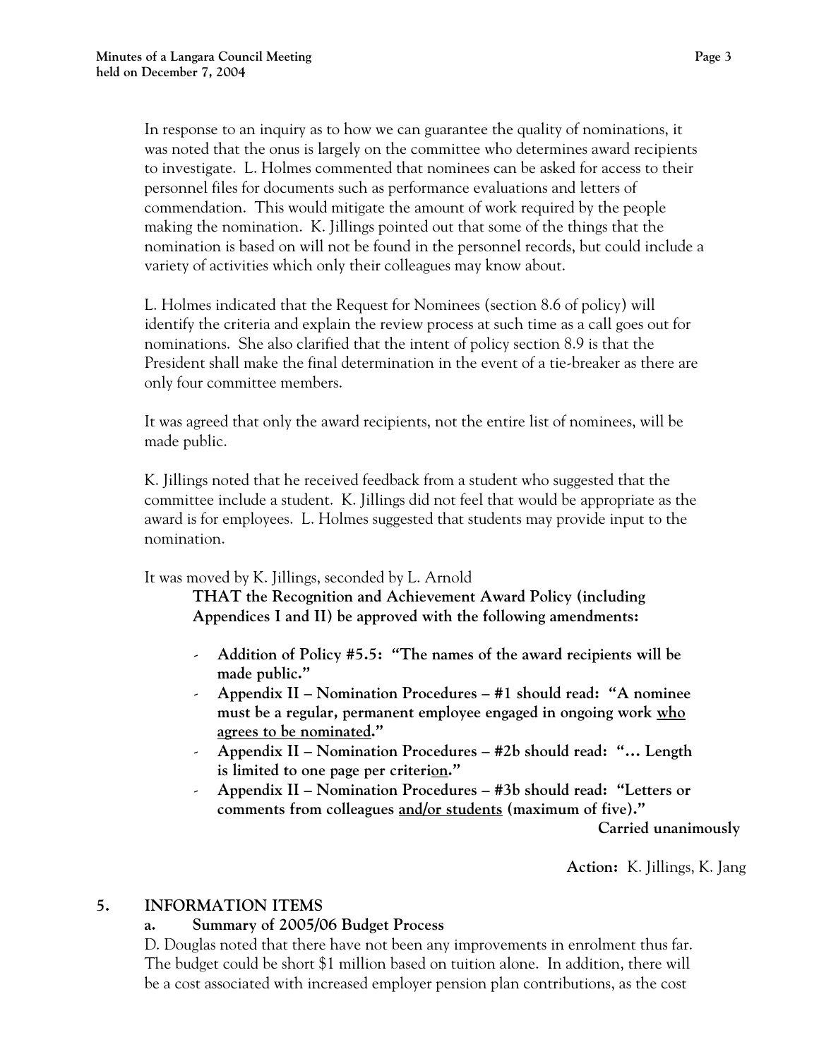In response to an inquiry as to how we can guarantee the quality of nominations, it was noted that the onus is largely on the committee who determines award recipients to investigate. L. Holmes commented that nominees can be asked for access to their personnel files for documents such as performance evaluations and letters of commendation. This would mitigate the amount of work required by the people making the nomination. K. Jillings pointed out that some of the things that the nomination is based on will not be found in the personnel records, but could include a variety of activities which only their colleagues may know about.

L. Holmes indicated that the Request for Nominees (section 8.6 of policy) will identify the criteria and explain the review process at such time as a call goes out for nominations. She also clarified that the intent of policy section 8.9 is that the President shall make the final determination in the event of a tie-breaker as there are only four committee members.

It was agreed that only the award recipients, not the entire list of nominees, will be made public.

K. Jillings noted that he received feedback from a student who suggested that the committee include a student. K. Jillings did not feel that would be appropriate as the award is for employees. L. Holmes suggested that students may provide input to the nomination.

It was moved by K. Jillings, seconded by L. Arnold

> **THAT the Recognition and Achievement Award Policy (including Appendices I and II) be approved with the following amendments:**
>
> - **Addition of Policy #5.5: "The names of the award recipients will be made public."**
> - **Appendix II – Nomination Procedures – #1 should read: "A nominee must be a regular, permanent employee engaged in ongoing work <u>who agrees to be nominated</u>."**
> - **Appendix II – Nomination Procedures – #2b should read: "… Length is limited to one page per criteri<u>on</u>."**
> - **Appendix II – Nomination Procedures – #3b should read: "Letters or comments from colleagues <u>and/or students</u> (maximum of five)."**

**Carried unanimously**

**Action:** K. Jillings, K. Jang

## 5. INFORMATION ITEMS

### a. Summary of 2005/06 Budget Process

D. Douglas noted that there have not been any improvements in enrolment thus far. The budget could be short $1 million based on tuition alone. In addition, there will be a cost associated with increased employer pension plan contributions, as the cost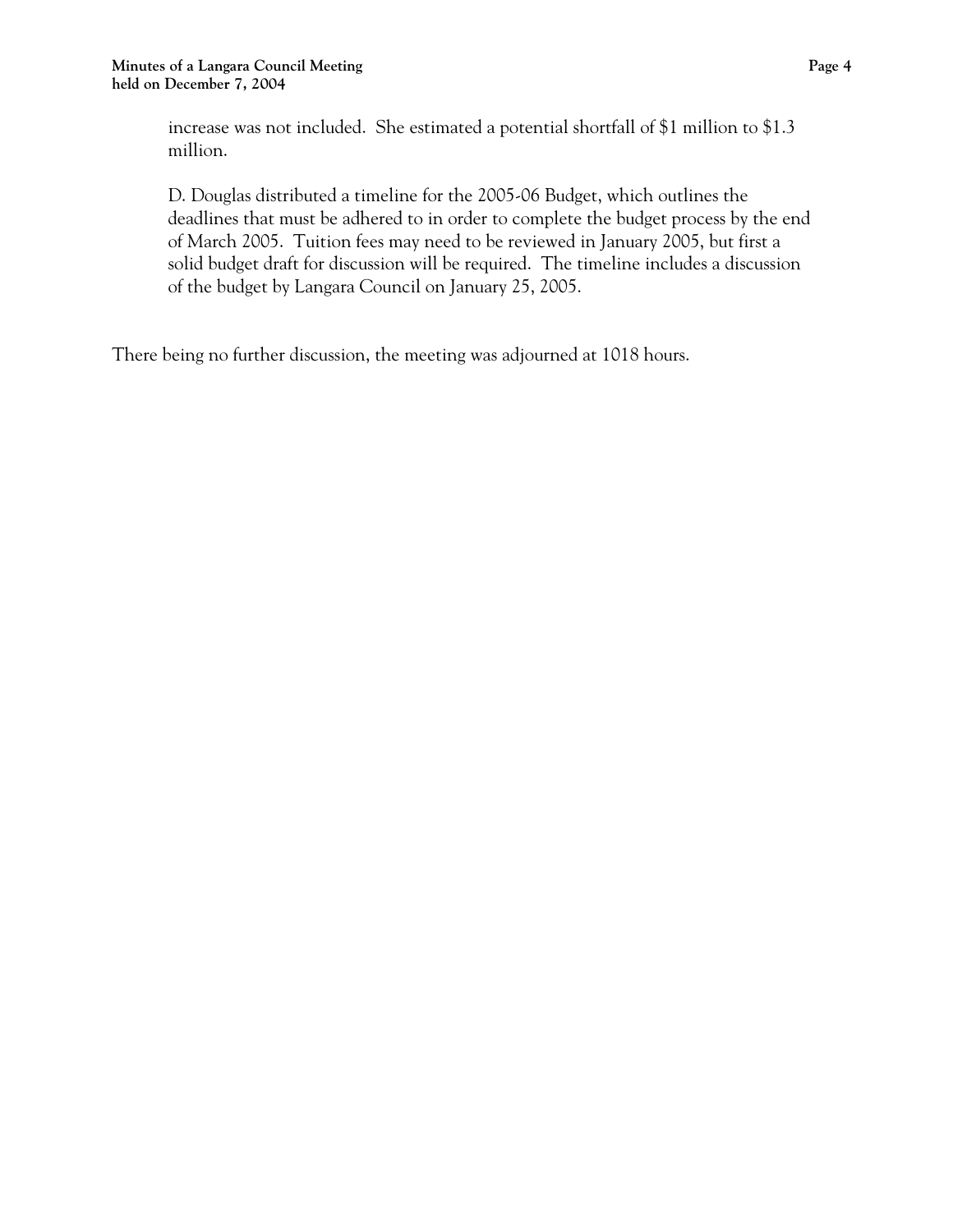increase was not included. She estimated a potential shortfall of $1 million to $1.3 million.

D. Douglas distributed a timeline for the 2005-06 Budget, which outlines the deadlines that must be adhered to in order to complete the budget process by the end of March 2005. Tuition fees may need to be reviewed in January 2005, but first a solid budget draft for discussion will be required. The timeline includes a discussion of the budget by Langara Council on January 25, 2005.

There being no further discussion, the meeting was adjourned at 1018 hours.